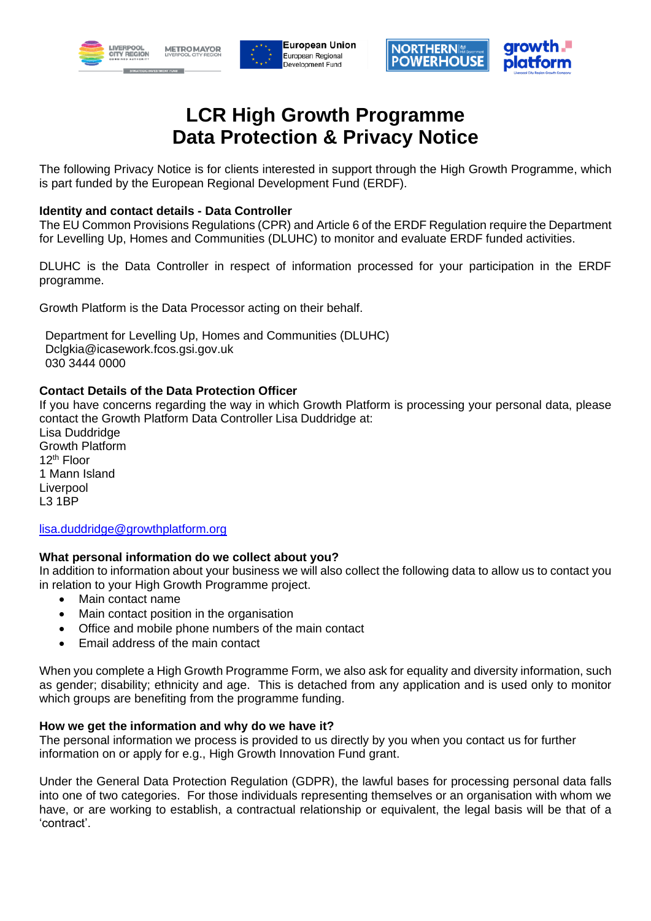# LCR High Growth Programme
# Data Protection & Privacy Notice

The following Privacy Notice is for clients interested in support through the High Growth Programme, which is part funded by the European Regional Development Fund (ERDF).

**Identity and contact details - Data Controller**

The EU Common Provisions Regulations (CPR) and Article 6 of the ERDF Regulation require the Department for Levelling Up, Homes and Communities (DLUHC) to monitor and evaluate ERDF funded activities.

DLUHC is the Data Controller in respect of information processed for your participation in the ERDF programme.

Growth Platform is the Data Processor acting on their behalf.

Department for Levelling Up, Homes and Communities (DLUHC)
Dclgkia@icasework.fcos.gsi.gov.uk
030 3444 0000

**Contact Details of the Data Protection Officer**

If you have concerns regarding the way in which Growth Platform is processing your personal data, please contact the Growth Platform Data Controller Lisa Duddridge at:
Lisa Duddridge
Growth Platform
12th Floor
1 Mann Island
Liverpool
L3 1BP

lisa.duddridge@growthplatform.org

**What personal information do we collect about you?**

In addition to information about your business we will also collect the following data to allow us to contact you in relation to your High Growth Programme project.

- Main contact name
- Main contact position in the organisation
- Office and mobile phone numbers of the main contact
- Email address of the main contact

When you complete a High Growth Programme Form, we also ask for equality and diversity information, such as gender; disability; ethnicity and age. This is detached from any application and is used only to monitor which groups are benefiting from the programme funding.

**How we get the information and why do we have it?**

The personal information we process is provided to us directly by you when you contact us for further information on or apply for e.g., High Growth Innovation Fund grant.

Under the General Data Protection Regulation (GDPR), the lawful bases for processing personal data falls into one of two categories. For those individuals representing themselves or an organisation with whom we have, or are working to establish, a contractual relationship or equivalent, the legal basis will be that of a 'contract'.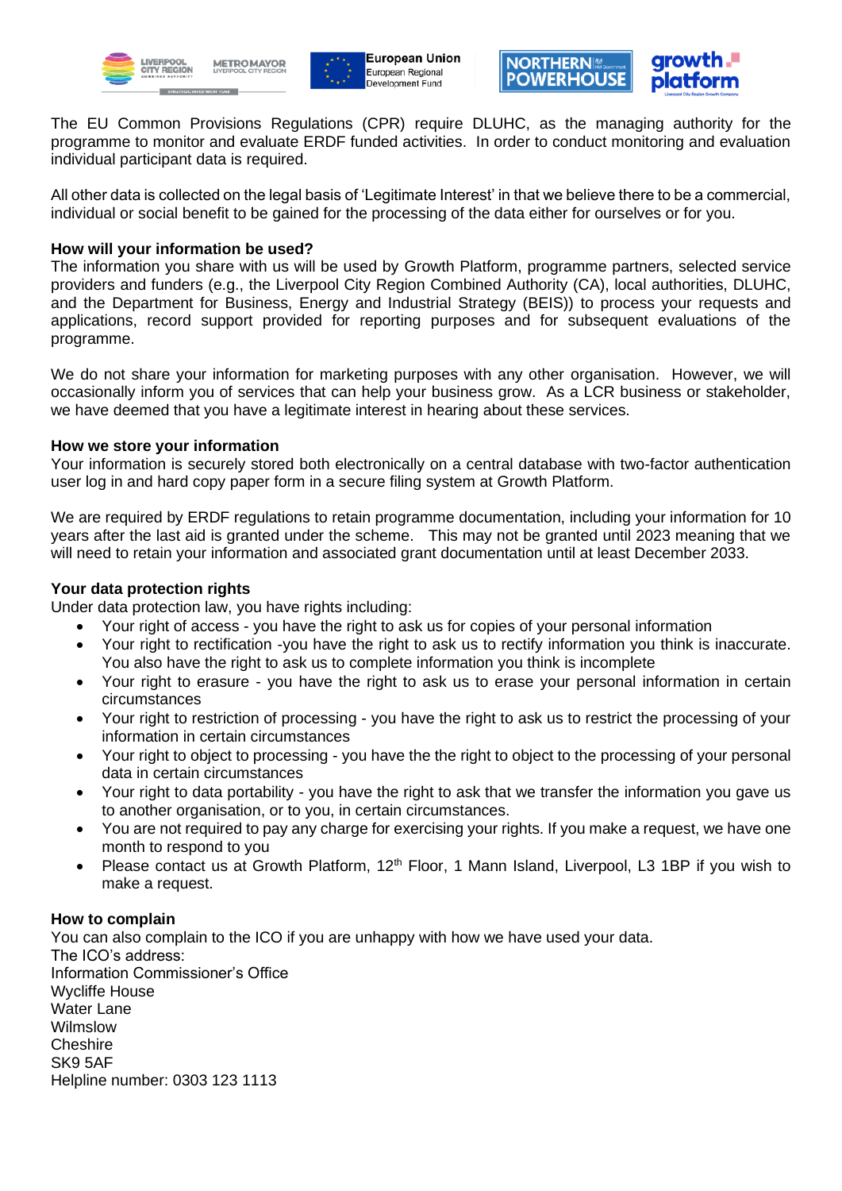The EU Common Provisions Regulations (CPR) require DLUHC, as the managing authority for the programme to monitor and evaluate ERDF funded activities. In order to conduct monitoring and evaluation individual participant data is required.

All other data is collected on the legal basis of 'Legitimate Interest' in that we believe there to be a commercial, individual or social benefit to be gained for the processing of the data either for ourselves or for you.

**How will your information be used?**
The information you share with us will be used by Growth Platform, programme partners, selected service providers and funders (e.g., the Liverpool City Region Combined Authority (CA), local authorities, DLUHC, and the Department for Business, Energy and Industrial Strategy (BEIS)) to process your requests and applications, record support provided for reporting purposes and for subsequent evaluations of the programme.

We do not share your information for marketing purposes with any other organisation. However, we will occasionally inform you of services that can help your business grow. As a LCR business or stakeholder, we have deemed that you have a legitimate interest in hearing about these services.

**How we store your information**
Your information is securely stored both electronically on a central database with two-factor authentication user log in and hard copy paper form in a secure filing system at Growth Platform.

We are required by ERDF regulations to retain programme documentation, including your information for 10 years after the last aid is granted under the scheme. This may not be granted until 2023 meaning that we will need to retain your information and associated grant documentation until at least December 2033.

**Your data protection rights**
Under data protection law, you have rights including:

- Your right of access - you have the right to ask us for copies of your personal information
- Your right to rectification -you have the right to ask us to rectify information you think is inaccurate. You also have the right to ask us to complete information you think is incomplete
- Your right to erasure - you have the right to ask us to erase your personal information in certain circumstances
- Your right to restriction of processing - you have the right to ask us to restrict the processing of your information in certain circumstances
- Your right to object to processing - you have the the right to object to the processing of your personal data in certain circumstances
- Your right to data portability - you have the right to ask that we transfer the information you gave us to another organisation, or to you, in certain circumstances.
- You are not required to pay any charge for exercising your rights. If you make a request, we have one month to respond to you
- Please contact us at Growth Platform, 12th Floor, 1 Mann Island, Liverpool, L3 1BP if you wish to make a request.

**How to complain**
You can also complain to the ICO if you are unhappy with how we have used your data.
The ICO's address:
Information Commissioner's Office
Wycliffe House
Water Lane
Wilmslow
Cheshire
SK9 5AF
Helpline number: 0303 123 1113